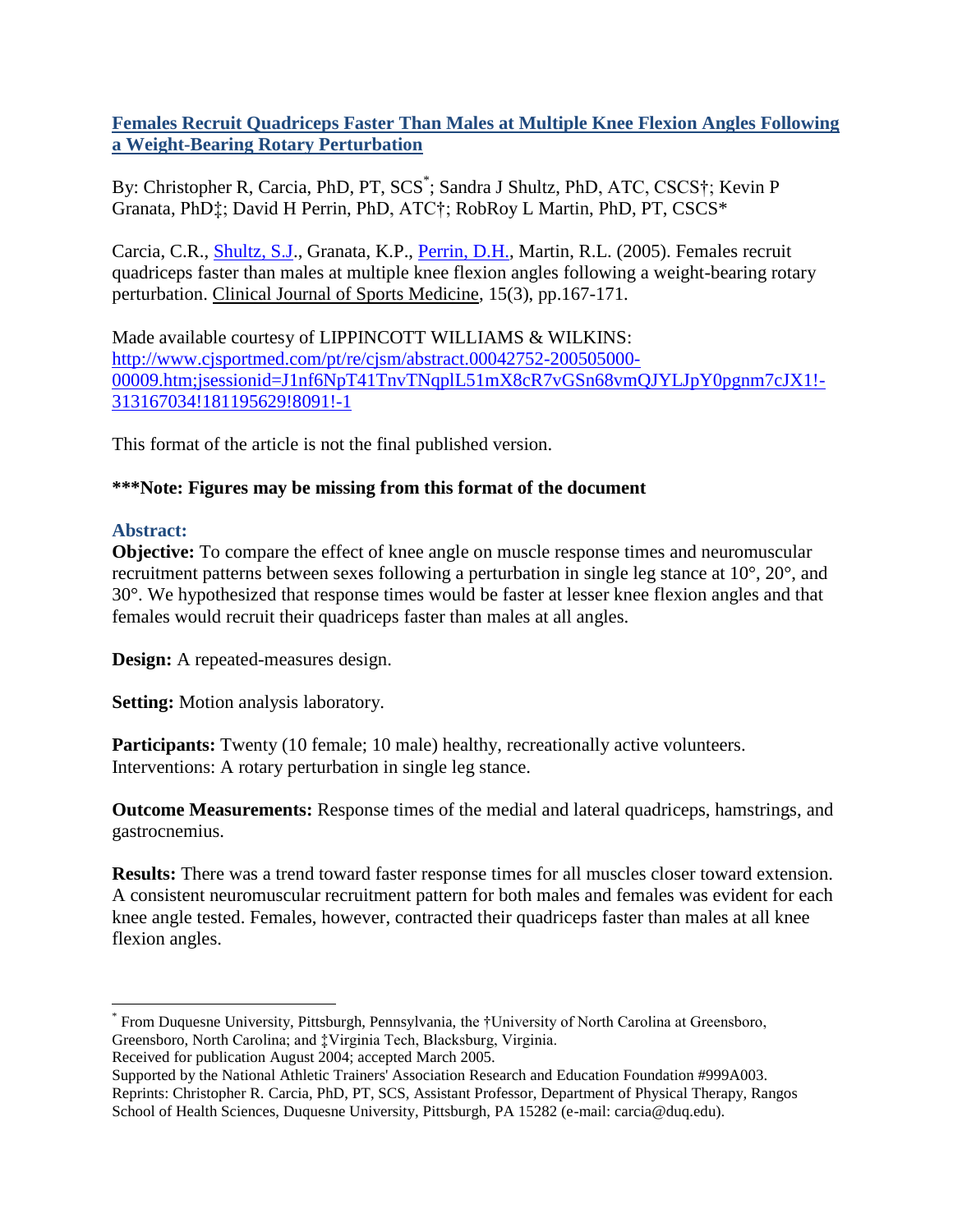# Females Recruit Quadriceps Faster Than Males at Multiple Knee Flexion Angles Following a Weight-Bearing Rotary Perturbation

By: Christopher R, Carcia, PhD, PT, SCS*; Sandra J Shultz, PhD, ATC, CSCS†; Kevin P Granata, PhD‡; David H Perrin, PhD, ATC†; RobRoy L Martin, PhD, PT, CSCS*

Carcia, C.R., Shultz, S.J., Granata, K.P., Perrin, D.H., Martin, R.L. (2005). Females recruit quadriceps faster than males at multiple knee flexion angles following a weight-bearing rotary perturbation. Clinical Journal of Sports Medicine, 15(3), pp.167-171.

Made available courtesy of LIPPINCOTT WILLIAMS & WILKINS: http://www.cjsportmed.com/pt/re/cjsm/abstract.00042752-200505000-00009.htm;jsessionid=J1nf6NpT41TnvTNqplL51mX8cR7vGSn68vmQJYLJpY0pgnm7cJX1!-313167034!181195629!8091!-1

This format of the article is not the final published version.

**\*\*\*Note: Figures may be missing from this format of the document**

## Abstract:

**Objective:** To compare the effect of knee angle on muscle response times and neuromuscular recruitment patterns between sexes following a perturbation in single leg stance at 10°, 20°, and 30°. We hypothesized that response times would be faster at lesser knee flexion angles and that females would recruit their quadriceps faster than males at all angles.

**Design:** A repeated-measures design.

**Setting:** Motion analysis laboratory.

**Participants:** Twenty (10 female; 10 male) healthy, recreationally active volunteers. Interventions: A rotary perturbation in single leg stance.

**Outcome Measurements:** Response times of the medial and lateral quadriceps, hamstrings, and gastrocnemius.

**Results:** There was a trend toward faster response times for all muscles closer toward extension. A consistent neuromuscular recruitment pattern for both males and females was evident for each knee angle tested. Females, however, contracted their quadriceps faster than males at all knee flexion angles.

---

* From Duquesne University, Pittsburgh, Pennsylvania, the †University of North Carolina at Greensboro, Greensboro, North Carolina; and ‡Virginia Tech, Blacksburg, Virginia.
Received for publication August 2004; accepted March 2005.
Supported by the National Athletic Trainers' Association Research and Education Foundation #999A003.
Reprints: Christopher R. Carcia, PhD, PT, SCS, Assistant Professor, Department of Physical Therapy, Rangos School of Health Sciences, Duquesne University, Pittsburgh, PA 15282 (e-mail: carcia@duq.edu).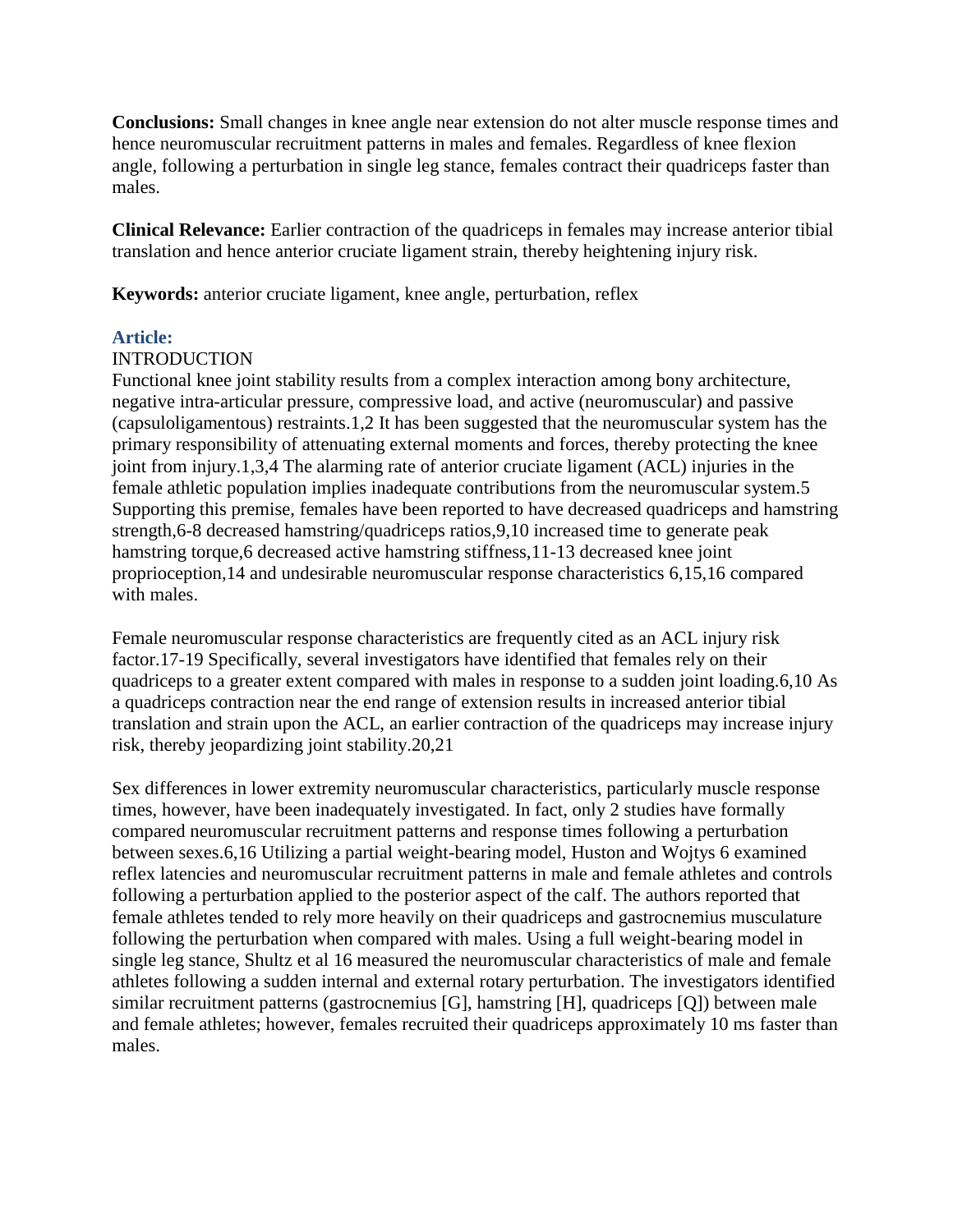**Conclusions:** Small changes in knee angle near extension do not alter muscle response times and hence neuromuscular recruitment patterns in males and females. Regardless of knee flexion angle, following a perturbation in single leg stance, females contract their quadriceps faster than males.

**Clinical Relevance:** Earlier contraction of the quadriceps in females may increase anterior tibial translation and hence anterior cruciate ligament strain, thereby heightening injury risk.

**Keywords:** anterior cruciate ligament, knee angle, perturbation, reflex

## Article:

INTRODUCTION

Functional knee joint stability results from a complex interaction among bony architecture, negative intra-articular pressure, compressive load, and active (neuromuscular) and passive (capsuloligamentous) restraints.[1,2] It has been suggested that the neuromuscular system has the primary responsibility of attenuating external moments and forces, thereby protecting the knee joint from injury.[1,3,4] The alarming rate of anterior cruciate ligament (ACL) injuries in the female athletic population implies inadequate contributions from the neuromuscular system.[5] Supporting this premise, females have been reported to have decreased quadriceps and hamstring strength,[6-8] decreased hamstring/quadriceps ratios,[9,10] increased time to generate peak hamstring torque,[6] decreased active hamstring stiffness,[11-13] decreased knee joint proprioception,[14] and undesirable neuromuscular response characteristics [6,15,16] compared with males.

Female neuromuscular response characteristics are frequently cited as an ACL injury risk factor.[17-19] Specifically, several investigators have identified that females rely on their quadriceps to a greater extent compared with males in response to a sudden joint loading.[6,10] As a quadriceps contraction near the end range of extension results in increased anterior tibial translation and strain upon the ACL, an earlier contraction of the quadriceps may increase injury risk, thereby jeopardizing joint stability.[20,21]

Sex differences in lower extremity neuromuscular characteristics, particularly muscle response times, however, have been inadequately investigated. In fact, only 2 studies have formally compared neuromuscular recruitment patterns and response times following a perturbation between sexes.[6,16] Utilizing a partial weight-bearing model, Huston and Wojtys [6] examined reflex latencies and neuromuscular recruitment patterns in male and female athletes and controls following a perturbation applied to the posterior aspect of the calf. The authors reported that female athletes tended to rely more heavily on their quadriceps and gastrocnemius musculature following the perturbation when compared with males. Using a full weight-bearing model in single leg stance, Shultz et al [16] measured the neuromuscular characteristics of male and female athletes following a sudden internal and external rotary perturbation. The investigators identified similar recruitment patterns (gastrocnemius [G], hamstring [H], quadriceps [Q]) between male and female athletes; however, females recruited their quadriceps approximately 10 ms faster than males.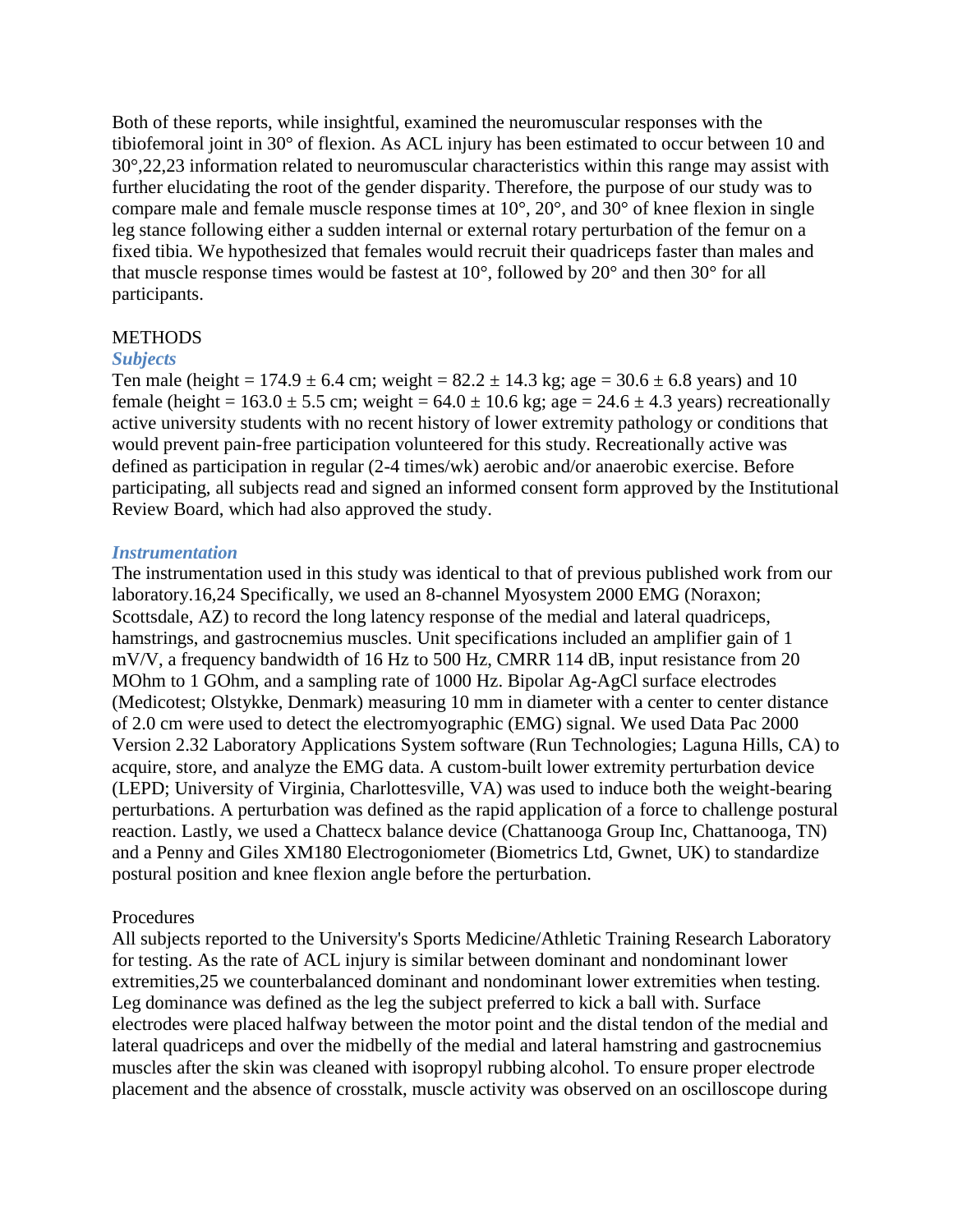Both of these reports, while insightful, examined the neuromuscular responses with the tibiofemoral joint in 30° of flexion. As ACL injury has been estimated to occur between 10 and 30°,[22,23] information related to neuromuscular characteristics within this range may assist with further elucidating the root of the gender disparity. Therefore, the purpose of our study was to compare male and female muscle response times at 10°, 20°, and 30° of knee flexion in single leg stance following either a sudden internal or external rotary perturbation of the femur on a fixed tibia. We hypothesized that females would recruit their quadriceps faster than males and that muscle response times would be fastest at 10°, followed by 20° and then 30° for all participants.

## METHODS

### *Subjects*

Ten male (height = 174.9 ± 6.4 cm; weight = 82.2 ± 14.3 kg; age = 30.6 ± 6.8 years) and 10 female (height = 163.0 ± 5.5 cm; weight = 64.0 ± 10.6 kg; age = 24.6 ± 4.3 years) recreationally active university students with no recent history of lower extremity pathology or conditions that would prevent pain-free participation volunteered for this study. Recreationally active was defined as participation in regular (2-4 times/wk) aerobic and/or anaerobic exercise. Before participating, all subjects read and signed an informed consent form approved by the Institutional Review Board, which had also approved the study.

### *Instrumentation*

The instrumentation used in this study was identical to that of previous published work from our laboratory.[16,24] Specifically, we used an 8-channel Myosystem 2000 EMG (Noraxon; Scottsdale, AZ) to record the long latency response of the medial and lateral quadriceps, hamstrings, and gastrocnemius muscles. Unit specifications included an amplifier gain of 1 mV/V, a frequency bandwidth of 16 Hz to 500 Hz, CMRR 114 dB, input resistance from 20 MOhm to 1 GOhm, and a sampling rate of 1000 Hz. Bipolar Ag-AgCl surface electrodes (Medicotest; Olstykke, Denmark) measuring 10 mm in diameter with a center to center distance of 2.0 cm were used to detect the electromyographic (EMG) signal. We used Data Pac 2000 Version 2.32 Laboratory Applications System software (Run Technologies; Laguna Hills, CA) to acquire, store, and analyze the EMG data. A custom-built lower extremity perturbation device (LEPD; University of Virginia, Charlottesville, VA) was used to induce both the weight-bearing perturbations. A perturbation was defined as the rapid application of a force to challenge postural reaction. Lastly, we used a Chattecx balance device (Chattanooga Group Inc, Chattanooga, TN) and a Penny and Giles XM180 Electrogoniometer (Biometrics Ltd, Gwnet, UK) to standardize postural position and knee flexion angle before the perturbation.

### Procedures

All subjects reported to the University's Sports Medicine/Athletic Training Research Laboratory for testing. As the rate of ACL injury is similar between dominant and nondominant lower extremities,[25] we counterbalanced dominant and nondominant lower extremities when testing. Leg dominance was defined as the leg the subject preferred to kick a ball with. Surface electrodes were placed halfway between the motor point and the distal tendon of the medial and lateral quadriceps and over the midbelly of the medial and lateral hamstring and gastrocnemius muscles after the skin was cleaned with isopropyl rubbing alcohol. To ensure proper electrode placement and the absence of crosstalk, muscle activity was observed on an oscilloscope during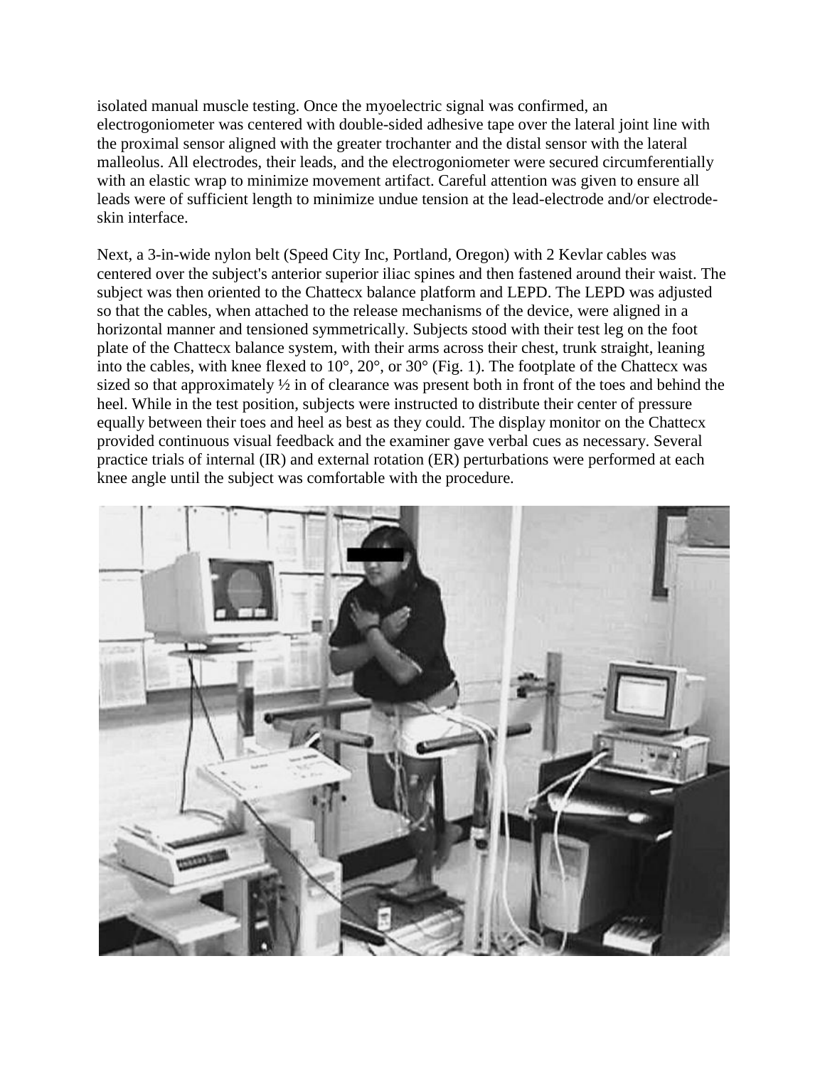isolated manual muscle testing. Once the myoelectric signal was confirmed, an electrogoniometer was centered with double-sided adhesive tape over the lateral joint line with the proximal sensor aligned with the greater trochanter and the distal sensor with the lateral malleolus. All electrodes, their leads, and the electrogoniometer were secured circumferentially with an elastic wrap to minimize movement artifact. Careful attention was given to ensure all leads were of sufficient length to minimize undue tension at the lead-electrode and/or electrode-skin interface.

Next, a 3-in-wide nylon belt (Speed City Inc, Portland, Oregon) with 2 Kevlar cables was centered over the subject's anterior superior iliac spines and then fastened around their waist. The subject was then oriented to the Chattecx balance platform and LEPD. The LEPD was adjusted so that the cables, when attached to the release mechanisms of the device, were aligned in a horizontal manner and tensioned symmetrically. Subjects stood with their test leg on the foot plate of the Chattecx balance system, with their arms across their chest, trunk straight, leaning into the cables, with knee flexed to 10°, 20°, or 30° (Fig. 1). The footplate of the Chattecx was sized so that approximately ½ in of clearance was present both in front of the toes and behind the heel. While in the test position, subjects were instructed to distribute their center of pressure equally between their toes and heel as best as they could. The display monitor on the Chattecx provided continuous visual feedback and the examiner gave verbal cues as necessary. Several practice trials of internal (IR) and external rotation (ER) perturbations were performed at each knee angle until the subject was comfortable with the procedure.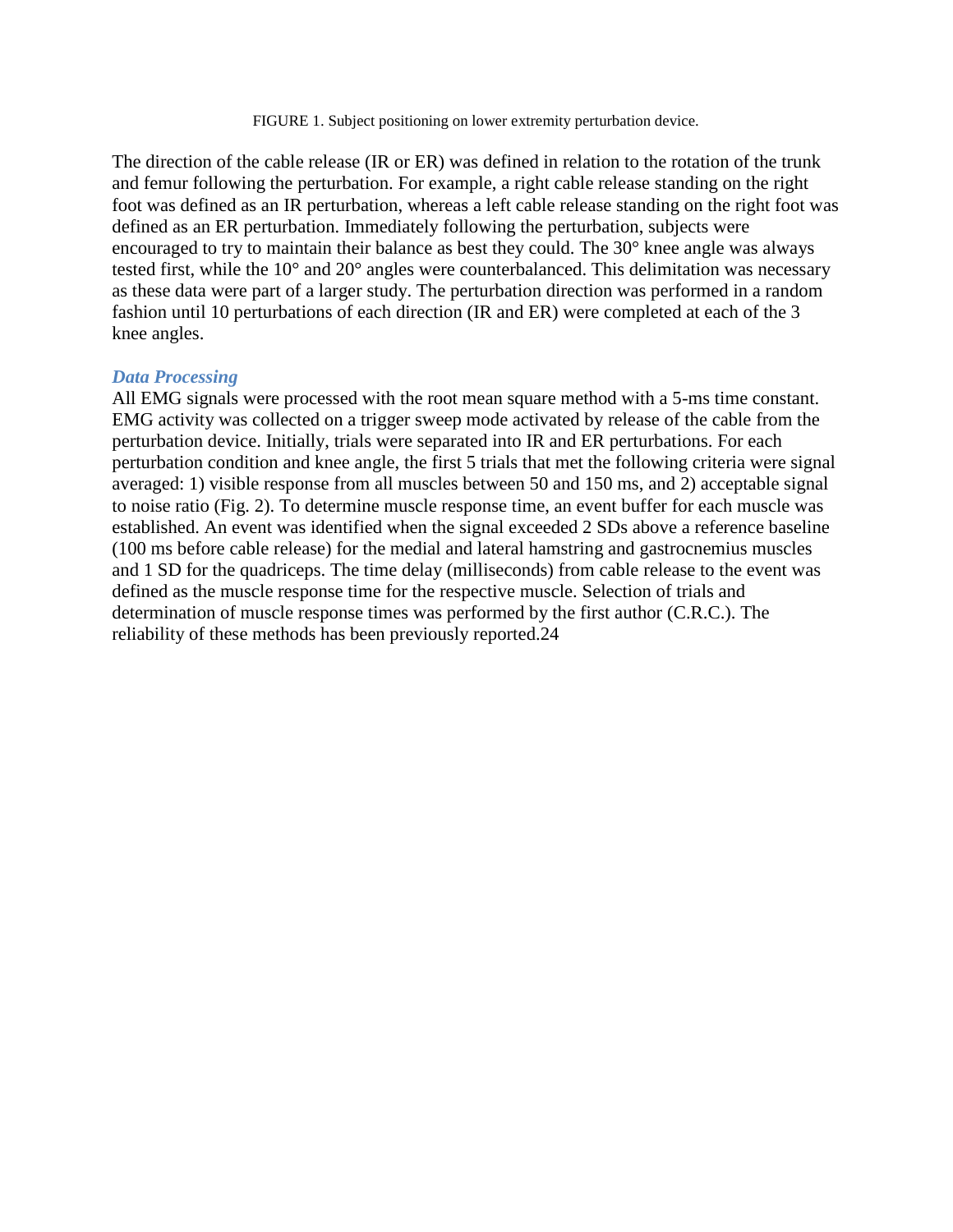FIGURE 1. Subject positioning on lower extremity perturbation device.

The direction of the cable release (IR or ER) was defined in relation to the rotation of the trunk and femur following the perturbation. For example, a right cable release standing on the right foot was defined as an IR perturbation, whereas a left cable release standing on the right foot was defined as an ER perturbation. Immediately following the perturbation, subjects were encouraged to try to maintain their balance as best they could. The 30° knee angle was always tested first, while the 10° and 20° angles were counterbalanced. This delimitation was necessary as these data were part of a larger study. The perturbation direction was performed in a random fashion until 10 perturbations of each direction (IR and ER) were completed at each of the 3 knee angles.

### *Data Processing*

All EMG signals were processed with the root mean square method with a 5-ms time constant. EMG activity was collected on a trigger sweep mode activated by release of the cable from the perturbation device. Initially, trials were separated into IR and ER perturbations. For each perturbation condition and knee angle, the first 5 trials that met the following criteria were signal averaged: 1) visible response from all muscles between 50 and 150 ms, and 2) acceptable signal to noise ratio (Fig. 2). To determine muscle response time, an event buffer for each muscle was established. An event was identified when the signal exceeded 2 SDs above a reference baseline (100 ms before cable release) for the medial and lateral hamstring and gastrocnemius muscles and 1 SD for the quadriceps. The time delay (milliseconds) from cable release to the event was defined as the muscle response time for the respective muscle. Selection of trials and determination of muscle response times was performed by the first author (C.R.C.). The reliability of these methods has been previously reported.[24]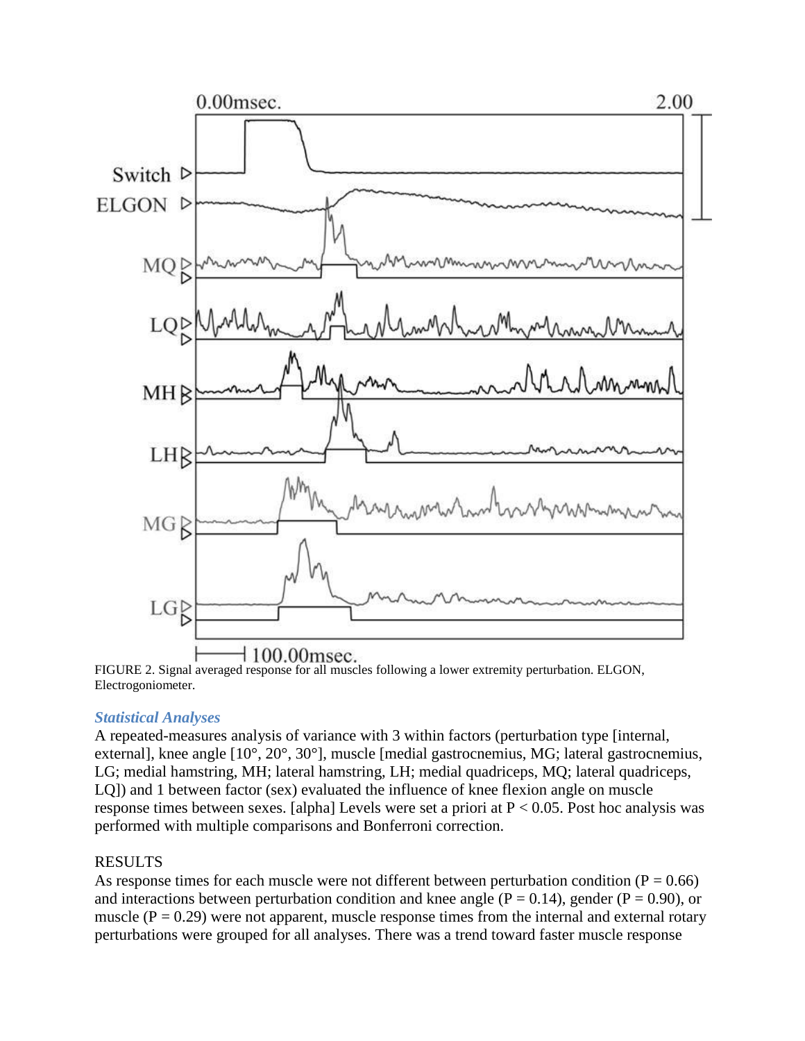FIGURE 2. Signal averaged response for all muscles following a lower extremity perturbation. ELGON, Electrogoniometer.

### *Statistical Analyses*

A repeated-measures analysis of variance with 3 within factors (perturbation type [internal, external], knee angle [10°, 20°, 30°], muscle [medial gastrocnemius, MG; lateral gastrocnemius, LG; medial hamstring, MH; lateral hamstring, LH; medial quadriceps, MQ; lateral quadriceps, LQ]) and 1 between factor (sex) evaluated the influence of knee flexion angle on muscle response times between sexes. [alpha] Levels were set a priori at $P < 0.05$. Post hoc analysis was performed with multiple comparisons and Bonferroni correction.

## RESULTS

As response times for each muscle were not different between perturbation condition ($P = 0.66$) and interactions between perturbation condition and knee angle ($P = 0.14$), gender ($P = 0.90$), or muscle ($P = 0.29$) were not apparent, muscle response times from the internal and external rotary perturbations were grouped for all analyses. There was a trend toward faster muscle response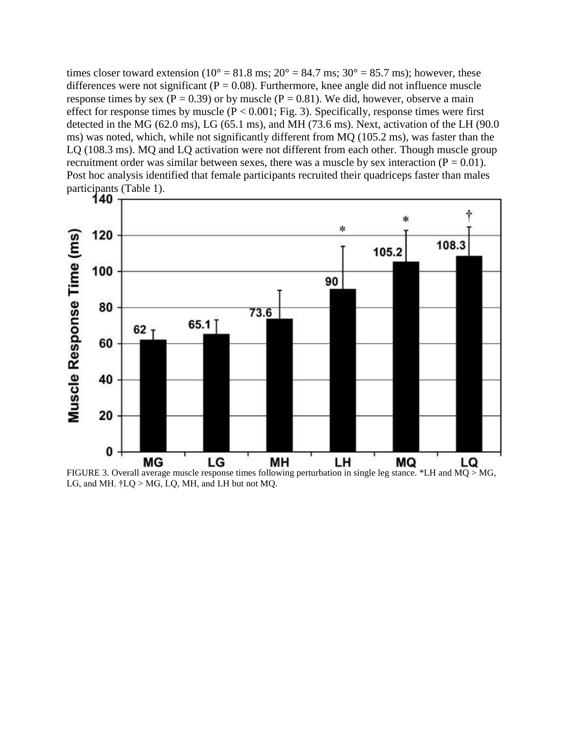times closer toward extension (10° = 81.8 ms; 20° = 84.7 ms; 30° = 85.7 ms); however, these differences were not significant ($P = 0.08$). Furthermore, knee angle did not influence muscle response times by sex ($P = 0.39$) or by muscle ($P = 0.81$). We did, however, observe a main effect for response times by muscle ($P < 0.001$; Fig. 3). Specifically, response times were first detected in the MG (62.0 ms), LG (65.1 ms), and MH (73.6 ms). Next, activation of the LH (90.0 ms) was noted, which, while not significantly different from MQ (105.2 ms), was faster than the LQ (108.3 ms). MQ and LQ activation were not different from each other. Though muscle group recruitment order was similar between sexes, there was a muscle by sex interaction ($P = 0.01$). Post hoc analysis identified that female participants recruited their quadriceps faster than males participants (Table 1).

FIGURE 3. Overall average muscle response times following perturbation in single leg stance. *LH and MQ > MG, LG, and MH. †LQ > MG, LQ, MH, and LH but not MQ.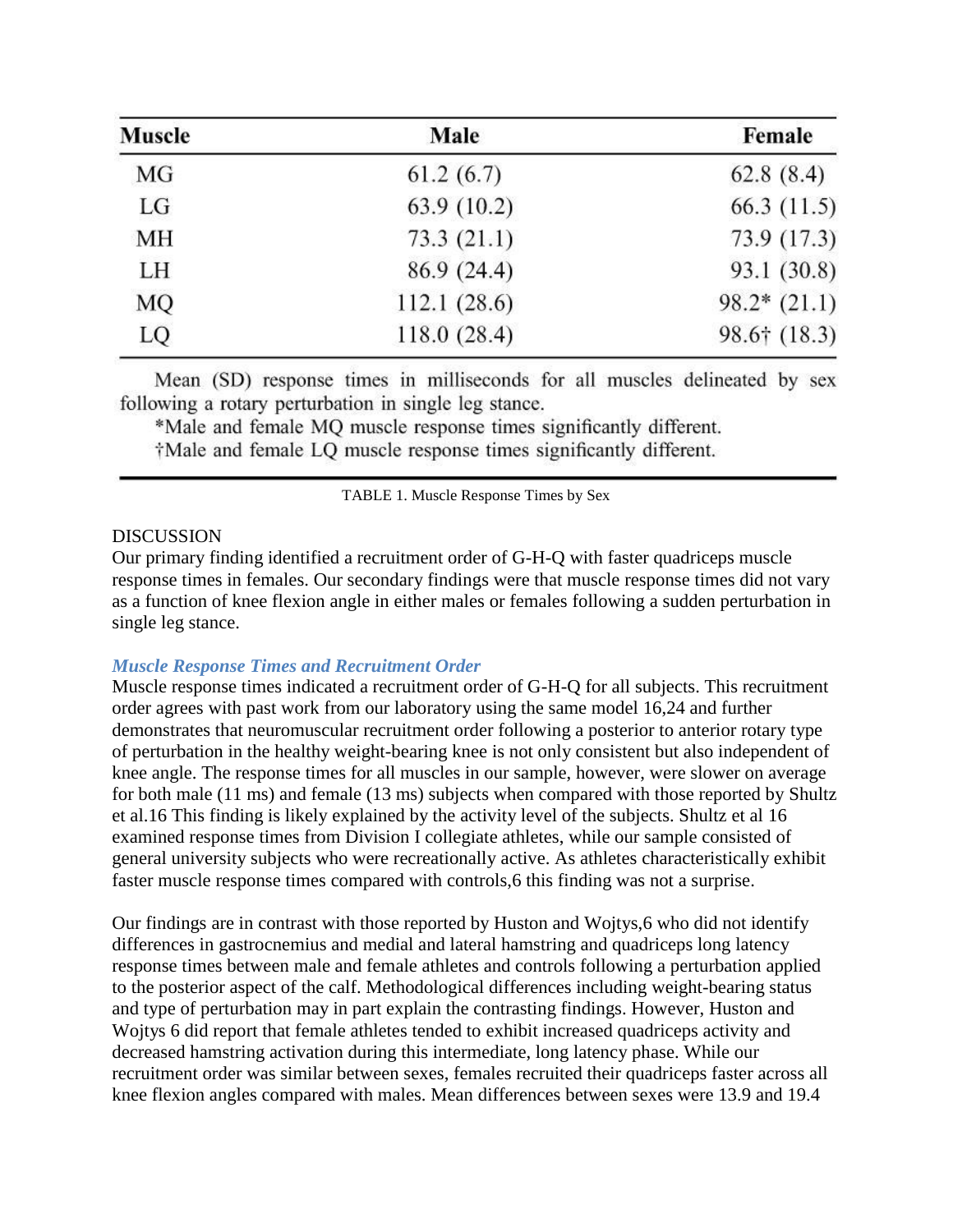| Muscle | Male | Female |
|---|---|---|
| MG | 61.2 (6.7) | 62.8 (8.4) |
| LG | 63.9 (10.2) | 66.3 (11.5) |
| MH | 73.3 (21.1) | 73.9 (17.3) |
| LH | 86.9 (24.4) | 93.1 (30.8) |
| MQ | 112.1 (28.6) | 98.2* (21.1) |
| LQ | 118.0 (28.4) | 98.6† (18.3) |

Mean (SD) response times in milliseconds for all muscles delineated by sex following a rotary perturbation in single leg stance.

*Male and female MQ muscle response times significantly different.

†Male and female LQ muscle response times significantly different.

TABLE 1. Muscle Response Times by Sex

## DISCUSSION

Our primary finding identified a recruitment order of G-H-Q with faster quadriceps muscle response times in females. Our secondary findings were that muscle response times did not vary as a function of knee flexion angle in either males or females following a sudden perturbation in single leg stance.

### *Muscle Response Times and Recruitment Order*

Muscle response times indicated a recruitment order of G-H-Q for all subjects. This recruitment order agrees with past work from our laboratory using the same model 16,24 and further demonstrates that neuromuscular recruitment order following a posterior to anterior rotary type of perturbation in the healthy weight-bearing knee is not only consistent but also independent of knee angle. The response times for all muscles in our sample, however, were slower on average for both male (11 ms) and female (13 ms) subjects when compared with those reported by Shultz et al.16 This finding is likely explained by the activity level of the subjects. Shultz et al 16 examined response times from Division I collegiate athletes, while our sample consisted of general university subjects who were recreationally active. As athletes characteristically exhibit faster muscle response times compared with controls,6 this finding was not a surprise.

Our findings are in contrast with those reported by Huston and Wojtys,6 who did not identify differences in gastrocnemius and medial and lateral hamstring and quadriceps long latency response times between male and female athletes and controls following a perturbation applied to the posterior aspect of the calf. Methodological differences including weight-bearing status and type of perturbation may in part explain the contrasting findings. However, Huston and Wojtys 6 did report that female athletes tended to exhibit increased quadriceps activity and decreased hamstring activation during this intermediate, long latency phase. While our recruitment order was similar between sexes, females recruited their quadriceps faster across all knee flexion angles compared with males. Mean differences between sexes were 13.9 and 19.4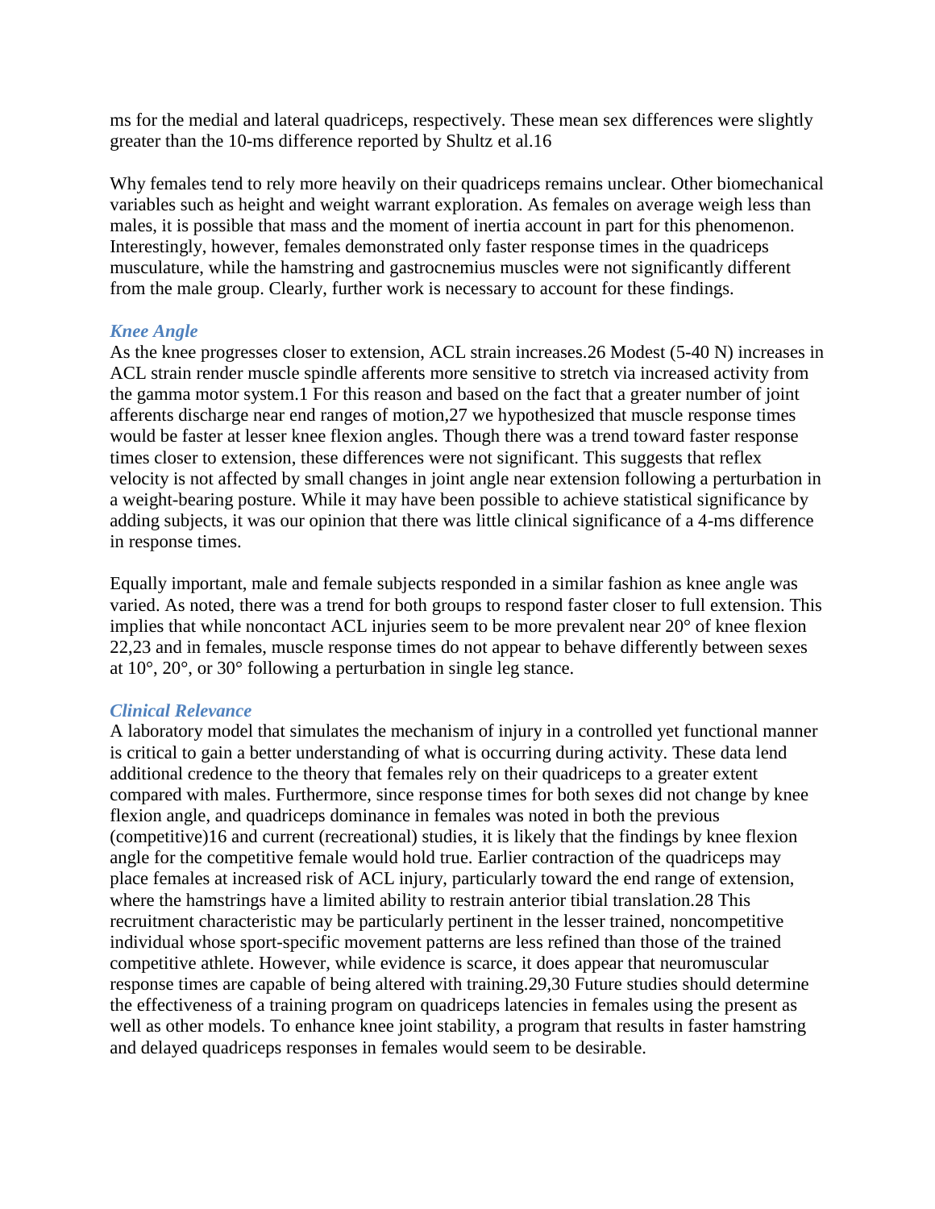ms for the medial and lateral quadriceps, respectively. These mean sex differences were slightly greater than the 10-ms difference reported by Shultz et al.[16]

Why females tend to rely more heavily on their quadriceps remains unclear. Other biomechanical variables such as height and weight warrant exploration. As females on average weigh less than males, it is possible that mass and the moment of inertia account in part for this phenomenon. Interestingly, however, females demonstrated only faster response times in the quadriceps musculature, while the hamstring and gastrocnemius muscles were not significantly different from the male group. Clearly, further work is necessary to account for these findings.

### *Knee Angle*

As the knee progresses closer to extension, ACL strain increases.[26] Modest (5-40 N) increases in ACL strain render muscle spindle afferents more sensitive to stretch via increased activity from the gamma motor system.[1] For this reason and based on the fact that a greater number of joint afferents discharge near end ranges of motion,[27] we hypothesized that muscle response times would be faster at lesser knee flexion angles. Though there was a trend toward faster response times closer to extension, these differences were not significant. This suggests that reflex velocity is not affected by small changes in joint angle near extension following a perturbation in a weight-bearing posture. While it may have been possible to achieve statistical significance by adding subjects, it was our opinion that there was little clinical significance of a 4-ms difference in response times.

Equally important, male and female subjects responded in a similar fashion as knee angle was varied. As noted, there was a trend for both groups to respond faster closer to full extension. This implies that while noncontact ACL injuries seem to be more prevalent near 20° of knee flexion [22,23] and in females, muscle response times do not appear to behave differently between sexes at 10°, 20°, or 30° following a perturbation in single leg stance.

### *Clinical Relevance*

A laboratory model that simulates the mechanism of injury in a controlled yet functional manner is critical to gain a better understanding of what is occurring during activity. These data lend additional credence to the theory that females rely on their quadriceps to a greater extent compared with males. Furthermore, since response times for both sexes did not change by knee flexion angle, and quadriceps dominance in females was noted in both the previous (competitive)[16] and current (recreational) studies, it is likely that the findings by knee flexion angle for the competitive female would hold true. Earlier contraction of the quadriceps may place females at increased risk of ACL injury, particularly toward the end range of extension, where the hamstrings have a limited ability to restrain anterior tibial translation.[28] This recruitment characteristic may be particularly pertinent in the lesser trained, noncompetitive individual whose sport-specific movement patterns are less refined than those of the trained competitive athlete. However, while evidence is scarce, it does appear that neuromuscular response times are capable of being altered with training.[29,30] Future studies should determine the effectiveness of a training program on quadriceps latencies in females using the present as well as other models. To enhance knee joint stability, a program that results in faster hamstring and delayed quadriceps responses in females would seem to be desirable.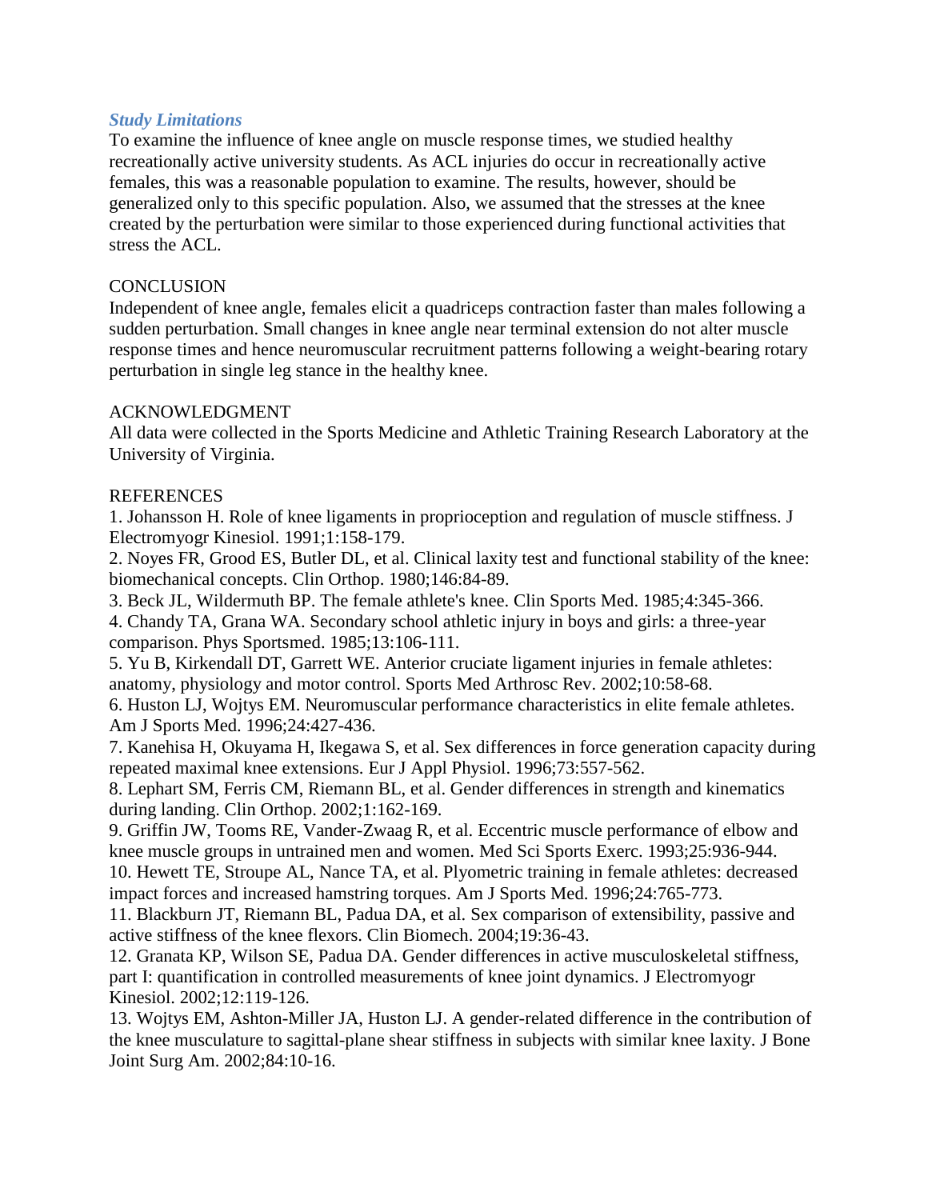### *Study Limitations*

To examine the influence of knee angle on muscle response times, we studied healthy recreationally active university students. As ACL injuries do occur in recreationally active females, this was a reasonable population to examine. The results, however, should be generalized only to this specific population. Also, we assumed that the stresses at the knee created by the perturbation were similar to those experienced during functional activities that stress the ACL.

## CONCLUSION

Independent of knee angle, females elicit a quadriceps contraction faster than males following a sudden perturbation. Small changes in knee angle near terminal extension do not alter muscle response times and hence neuromuscular recruitment patterns following a weight-bearing rotary perturbation in single leg stance in the healthy knee.

## ACKNOWLEDGMENT

All data were collected in the Sports Medicine and Athletic Training Research Laboratory at the University of Virginia.

## REFERENCES

1. Johansson H. Role of knee ligaments in proprioception and regulation of muscle stiffness. J Electromyogr Kinesiol. 1991;1:158-179.
2. Noyes FR, Grood ES, Butler DL, et al. Clinical laxity test and functional stability of the knee: biomechanical concepts. Clin Orthop. 1980;146:84-89.
3. Beck JL, Wildermuth BP. The female athlete's knee. Clin Sports Med. 1985;4:345-366.
4. Chandy TA, Grana WA. Secondary school athletic injury in boys and girls: a three-year comparison. Phys Sportsmed. 1985;13:106-111.
5. Yu B, Kirkendall DT, Garrett WE. Anterior cruciate ligament injuries in female athletes: anatomy, physiology and motor control. Sports Med Arthrosc Rev. 2002;10:58-68.
6. Huston LJ, Wojtys EM. Neuromuscular performance characteristics in elite female athletes. Am J Sports Med. 1996;24:427-436.
7. Kanehisa H, Okuyama H, Ikegawa S, et al. Sex differences in force generation capacity during repeated maximal knee extensions. Eur J Appl Physiol. 1996;73:557-562.
8. Lephart SM, Ferris CM, Riemann BL, et al. Gender differences in strength and kinematics during landing. Clin Orthop. 2002;1:162-169.
9. Griffin JW, Tooms RE, Vander-Zwaag R, et al. Eccentric muscle performance of elbow and knee muscle groups in untrained men and women. Med Sci Sports Exerc. 1993;25:936-944.
10. Hewett TE, Stroupe AL, Nance TA, et al. Plyometric training in female athletes: decreased impact forces and increased hamstring torques. Am J Sports Med. 1996;24:765-773.
11. Blackburn JT, Riemann BL, Padua DA, et al. Sex comparison of extensibility, passive and active stiffness of the knee flexors. Clin Biomech. 2004;19:36-43.
12. Granata KP, Wilson SE, Padua DA. Gender differences in active musculoskeletal stiffness, part I: quantification in controlled measurements of knee joint dynamics. J Electromyogr Kinesiol. 2002;12:119-126.
13. Wojtys EM, Ashton-Miller JA, Huston LJ. A gender-related difference in the contribution of the knee musculature to sagittal-plane shear stiffness in subjects with similar knee laxity. J Bone Joint Surg Am. 2002;84:10-16.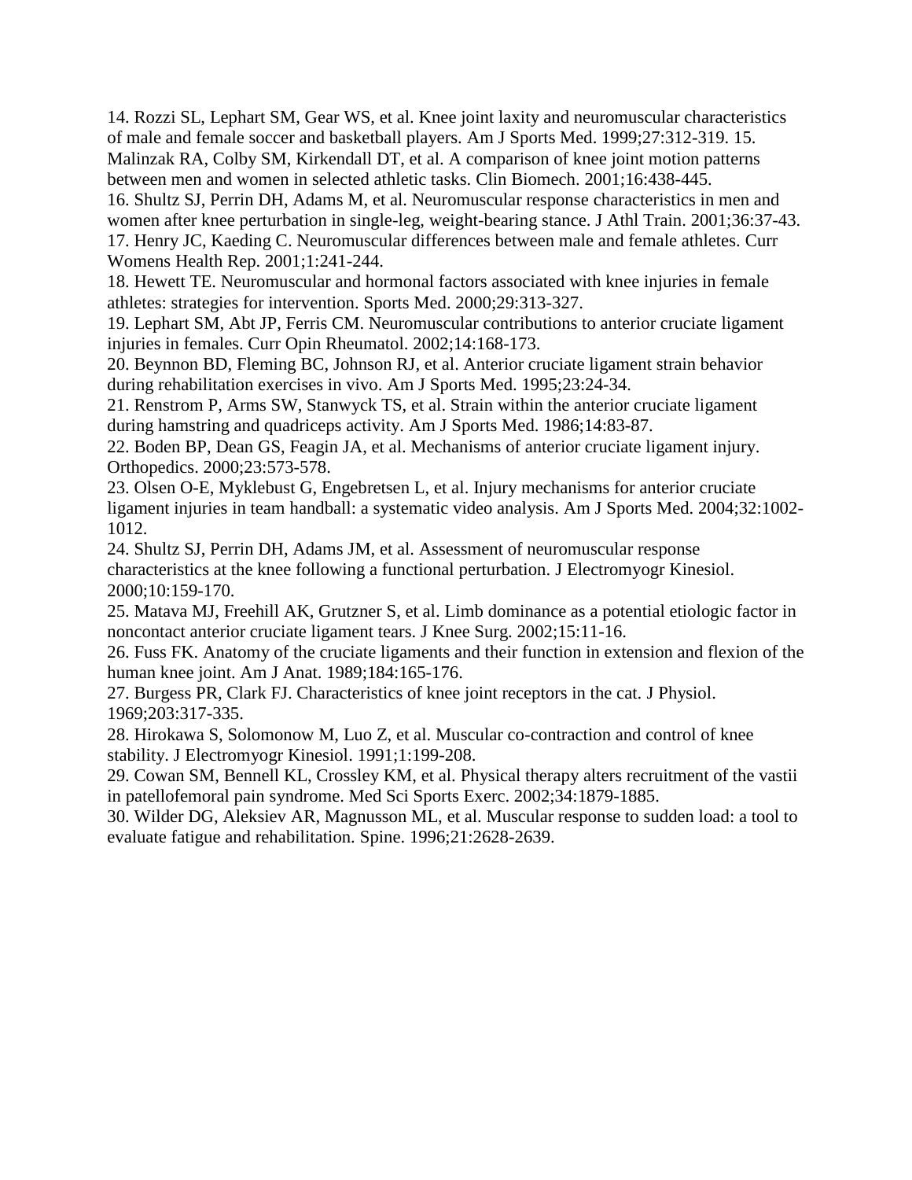14. Rozzi SL, Lephart SM, Gear WS, et al. Knee joint laxity and neuromuscular characteristics of male and female soccer and basketball players. Am J Sports Med. 1999;27:312-319. 15. Malinzak RA, Colby SM, Kirkendall DT, et al. A comparison of knee joint motion patterns between men and women in selected athletic tasks. Clin Biomech. 2001;16:438-445.

16. Shultz SJ, Perrin DH, Adams M, et al. Neuromuscular response characteristics in men and women after knee perturbation in single-leg, weight-bearing stance. J Athl Train. 2001;36:37-43.

17. Henry JC, Kaeding C. Neuromuscular differences between male and female athletes. Curr Womens Health Rep. 2001;1:241-244.

18. Hewett TE. Neuromuscular and hormonal factors associated with knee injuries in female athletes: strategies for intervention. Sports Med. 2000;29:313-327.

19. Lephart SM, Abt JP, Ferris CM. Neuromuscular contributions to anterior cruciate ligament injuries in females. Curr Opin Rheumatol. 2002;14:168-173.

20. Beynnon BD, Fleming BC, Johnson RJ, et al. Anterior cruciate ligament strain behavior during rehabilitation exercises in vivo. Am J Sports Med. 1995;23:24-34.

21. Renstrom P, Arms SW, Stanwyck TS, et al. Strain within the anterior cruciate ligament during hamstring and quadriceps activity. Am J Sports Med. 1986;14:83-87.

22. Boden BP, Dean GS, Feagin JA, et al. Mechanisms of anterior cruciate ligament injury. Orthopedics. 2000;23:573-578.

23. Olsen O-E, Myklebust G, Engebretsen L, et al. Injury mechanisms for anterior cruciate ligament injuries in team handball: a systematic video analysis. Am J Sports Med. 2004;32:1002-1012.

24. Shultz SJ, Perrin DH, Adams JM, et al. Assessment of neuromuscular response characteristics at the knee following a functional perturbation. J Electromyogr Kinesiol. 2000;10:159-170.

25. Matava MJ, Freehill AK, Grutzner S, et al. Limb dominance as a potential etiologic factor in noncontact anterior cruciate ligament tears. J Knee Surg. 2002;15:11-16.

26. Fuss FK. Anatomy of the cruciate ligaments and their function in extension and flexion of the human knee joint. Am J Anat. 1989;184:165-176.

27. Burgess PR, Clark FJ. Characteristics of knee joint receptors in the cat. J Physiol. 1969;203:317-335.

28. Hirokawa S, Solomonow M, Luo Z, et al. Muscular co-contraction and control of knee stability. J Electromyogr Kinesiol. 1991;1:199-208.

29. Cowan SM, Bennell KL, Crossley KM, et al. Physical therapy alters recruitment of the vastii in patellofemoral pain syndrome. Med Sci Sports Exerc. 2002;34:1879-1885.

30. Wilder DG, Aleksiev AR, Magnusson ML, et al. Muscular response to sudden load: a tool to evaluate fatigue and rehabilitation. Spine. 1996;21:2628-2639.